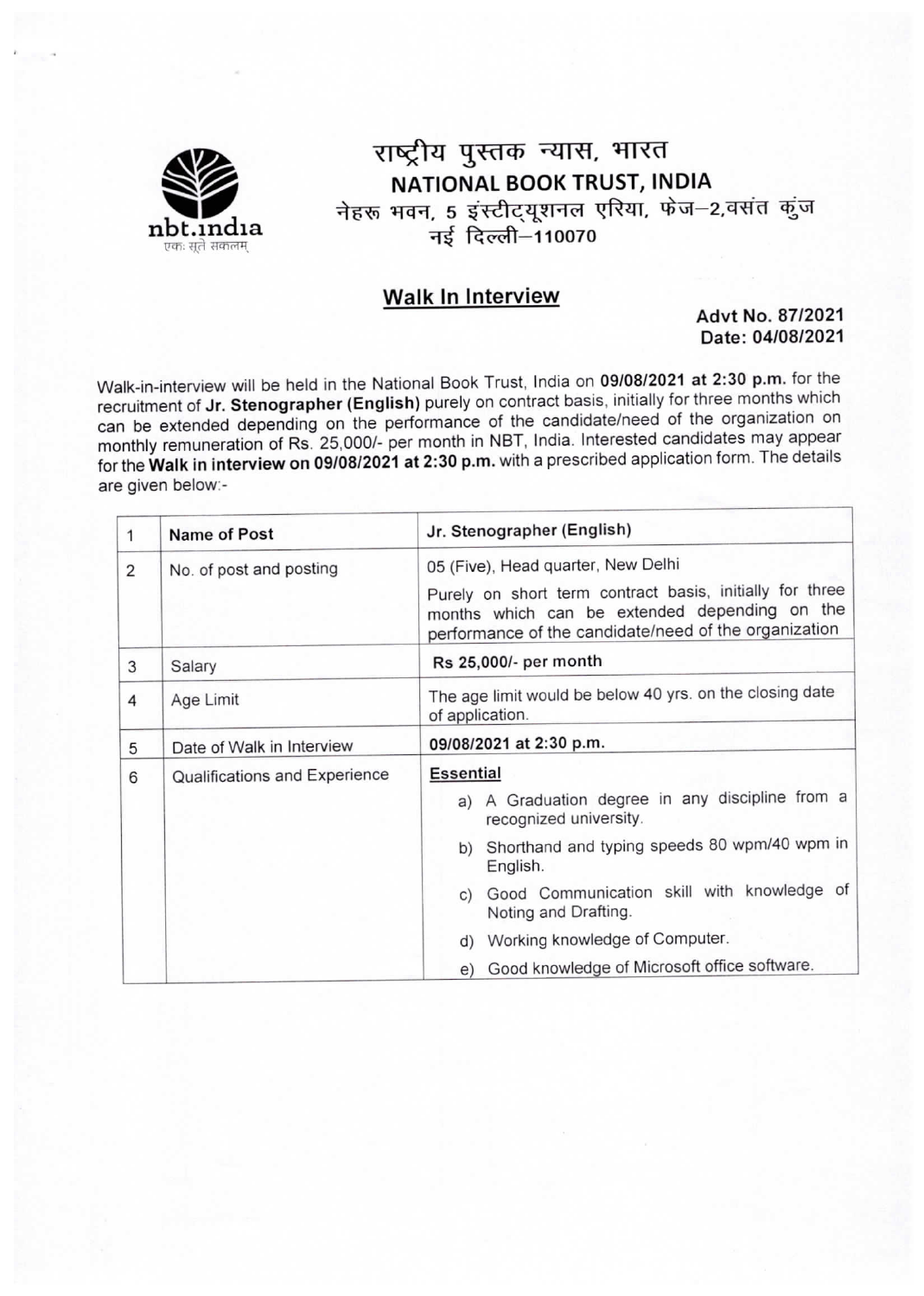nbt.india

एकः सूते सकलम्

# राष्ट्रीय पुस्तक न्यास, भारत
## NATIONAL BOOK TRUST, INDIA

नेहरू भवन, 5 इंस्टीट्यूशनल एरिया, फेज–2,वसंत कुंज
नई दिल्ली–110070

## Walk In Interview

**Advt No. 87/2021**
**Date: 04/08/2021**

Walk-in-interview will be held in the National Book Trust, India on **09/08/2021 at 2:30 p.m.** for the recruitment of **Jr. Stenographer (English)** purely on contract basis, initially for three months which can be extended depending on the performance of the candidate/need of the organization on monthly remuneration of Rs. 25,000/- per month in NBT, India. Interested candidates may appear for the **Walk in interview on 09/08/2021 at 2:30 p.m.** with a prescribed application form. The details are given below:-

| 1 | **Name of Post** | **Jr. Stenographer (English)** |
|---|---|---|
| 2 | No. of post and posting | 05 (Five), Head quarter, New Delhi<br>Purely on short term contract basis, initially for three months which can be extended depending on the performance of the candidate/need of the organization |
| 3 | Salary | **Rs 25,000/- per month** |
| 4 | Age Limit | The age limit would be below 40 yrs. on the closing date of application. |
| 5 | Date of Walk in Interview | **09/08/2021 at 2:30 p.m.** |
| 6 | Qualifications and Experience | **Essential**<br>a) A Graduation degree in any discipline from a recognized university.<br>b) Shorthand and typing speeds 80 wpm/40 wpm in English.<br>c) Good Communication skill with knowledge of Noting and Drafting.<br>d) Working knowledge of Computer.<br>e) Good knowledge of Microsoft office software. |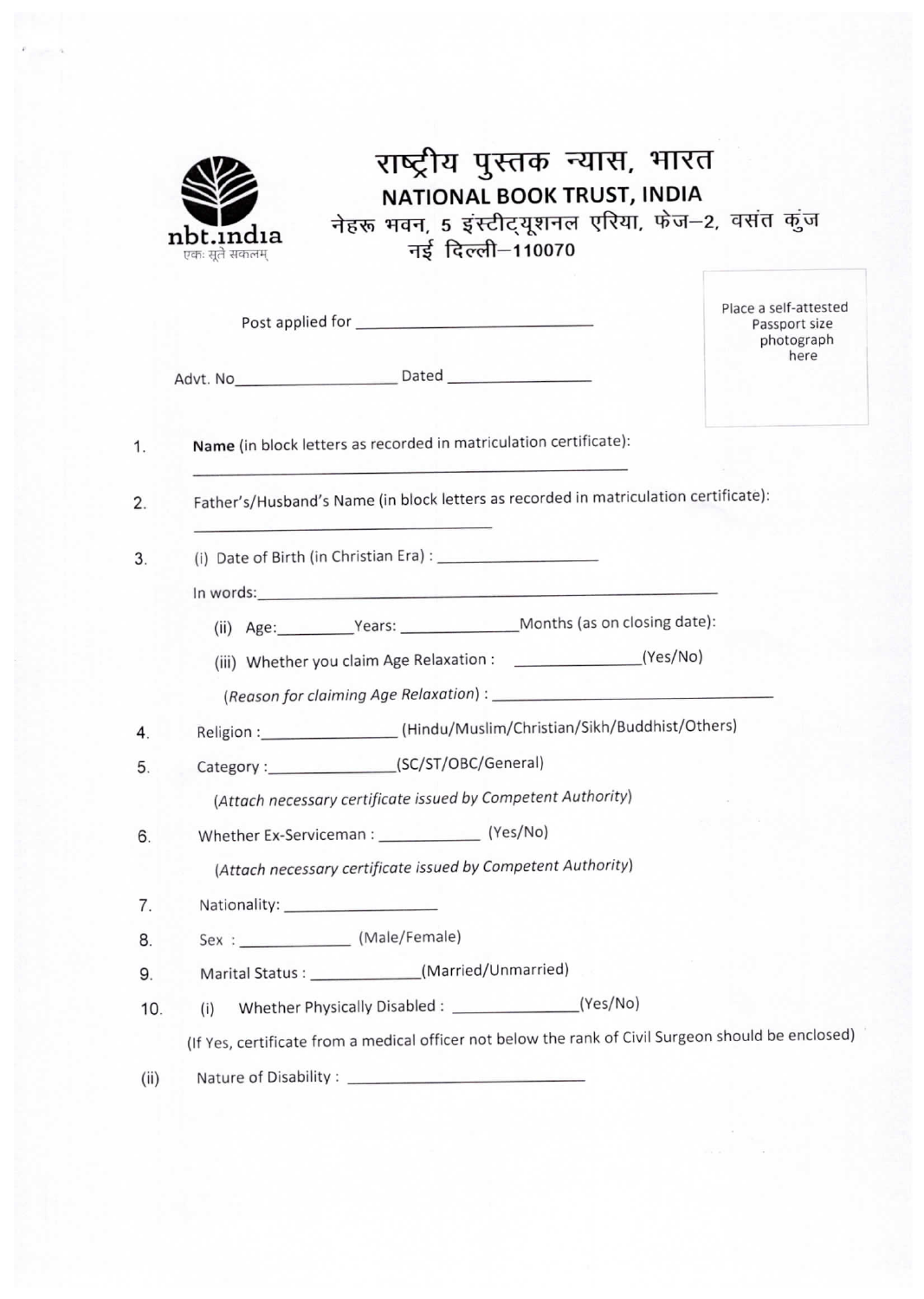# राष्ट्रीय पुस्तक न्यास, भारत

## NATIONAL BOOK TRUST, INDIA

नेहरू भवन, 5 इंस्टीट्यूशनल एरिया, फेज–2, वसंत कुंज
नई दिल्ली–110070

nbt.india
एकः सूते सकलम्

Place a self-attested Passport size photograph here

Post applied for ____________________

Advt. No______________ Dated ______________

1. **Name** (in block letters as recorded in matriculation certificate):
   ________________________________

2. Father's/Husband's Name (in block letters as recorded in matriculation certificate):
   ________________________________

3. (i) Date of Birth (in Christian Era) : ______________

   In words:________________________________

   (ii) Age:________Years: ____________Months (as on closing date):

   (iii) Whether you claim Age Relaxation : ____________(Yes/No)

   *(Reason for claiming Age Relaxation)* : ______________________

4. Religion :______________(Hindu/Muslim/Christian/Sikh/Buddhist/Others)

5. Category :______________(SC/ST/OBC/General)

   *(Attach necessary certificate issued by Competent Authority)*

6. Whether Ex-Serviceman : __________ (Yes/No)

   *(Attach necessary certificate issued by Competent Authority)*

7. Nationality: ______________

8. Sex : ____________ (Male/Female)

9. Marital Status : ____________(Married/Unmarried)

10. (i) Whether Physically Disabled : ____________(Yes/No)

    (If Yes, certificate from a medical officer not below the rank of Civil Surgeon should be enclosed)

    (ii) Nature of Disability : ______________________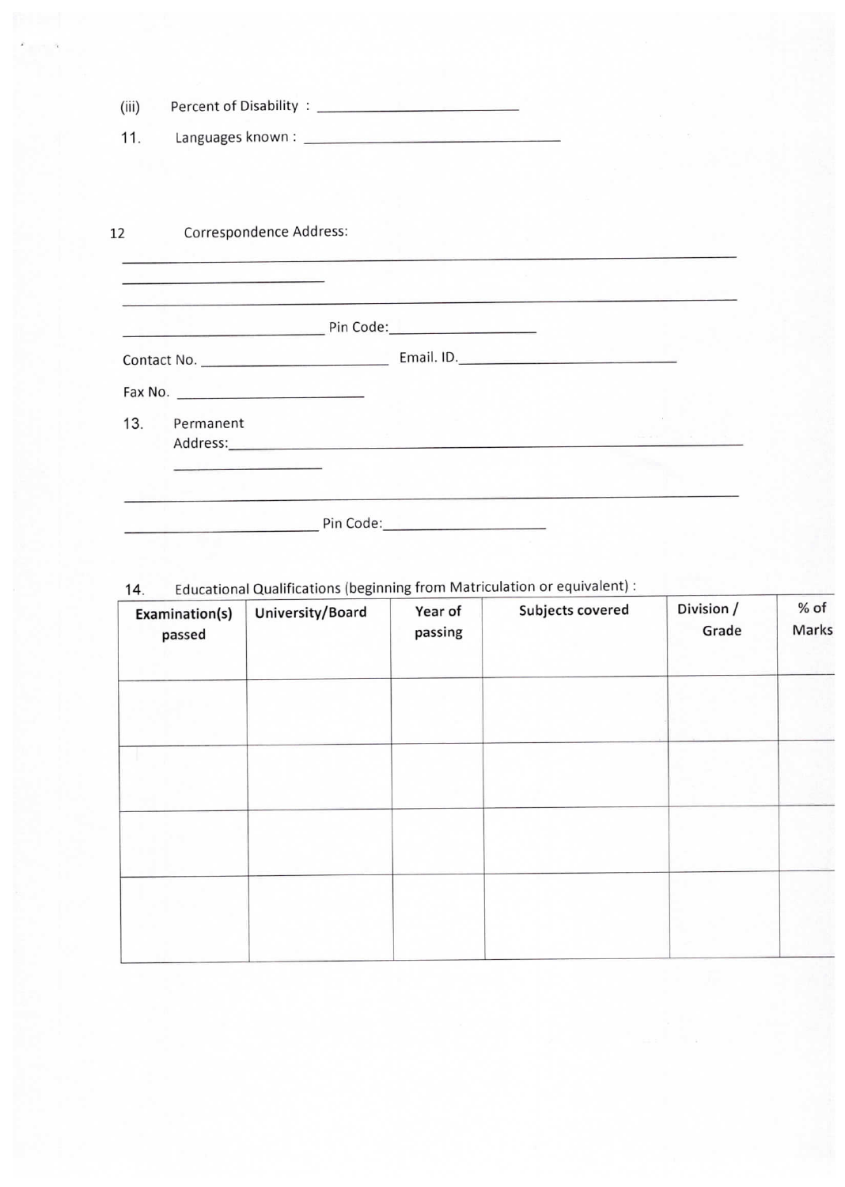(iii) Percent of Disability : ____________________________

11. Languages known : ____________________________________

12 Correspondence Address:

______________________________________________________________________

____________________________

______________________________________________________________________

____________________________ Pin Code:____________________

Contact No. __________________________ Email. ID.______________________________

Fax No. __________________________

13. Permanent Address:______________________________________________________

____________________

______________________________________________________________________

__________________________ Pin Code:______________________

14. Educational Qualifications (beginning from Matriculation or equivalent) :

| Examination(s) passed | University/Board | Year of passing | Subjects covered | Division / Grade | % of Marks |
|---|---|---|---|---|---|
| | | | | | |
| | | | | | |
| | | | | | |
| | | | | | |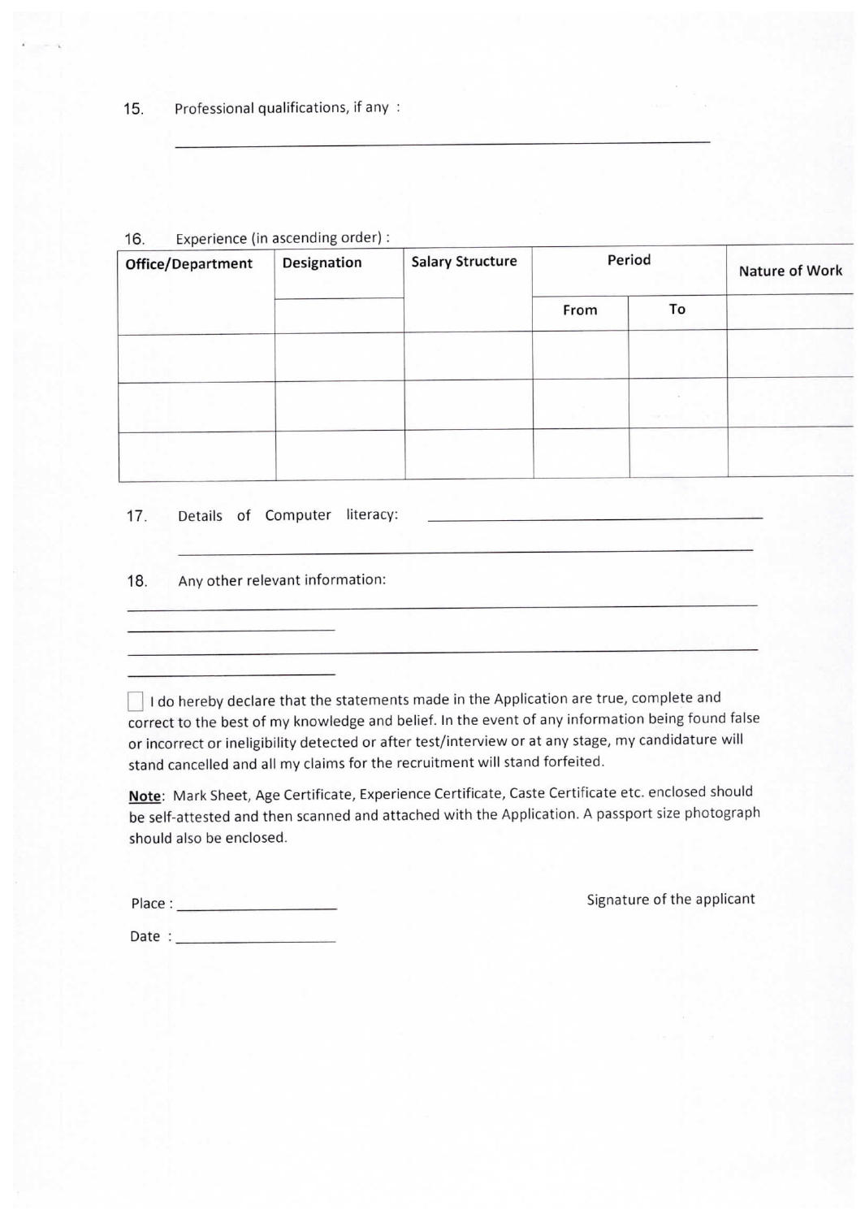15. Professional qualifications, if any :

\_\_\_\_\_\_\_\_\_\_\_\_\_\_\_\_\_\_\_\_\_\_\_\_\_\_\_\_\_\_\_\_\_\_\_\_\_\_\_\_\_\_\_\_\_\_\_\_

16. Experience (in ascending order) :

| Office/Department | Designation | Salary Structure | Period | | Nature of Work |
|---|---|---|---|---|---|
| | | | From | To | |
| | | | | | |
| | | | | | |
| | | | | | |

17. Details of Computer literacy: \_\_\_\_\_\_\_\_\_\_\_\_\_\_\_\_\_\_\_\_\_\_\_\_\_\_\_\_\_\_\_\_\_\_

\_\_\_\_\_\_\_\_\_\_\_\_\_\_\_\_\_\_\_\_\_\_\_\_\_\_\_\_\_\_\_\_\_\_\_\_\_\_\_\_\_\_\_\_\_\_\_\_

18. Any other relevant information:

\_\_\_\_\_\_\_\_\_\_\_\_\_\_\_\_\_\_\_\_\_\_\_\_\_\_\_\_\_\_\_\_\_\_\_\_\_\_\_\_\_\_\_\_\_\_\_\_

\_\_\_\_\_\_\_\_\_\_\_\_\_\_\_\_\_\_\_\_

\_\_\_\_\_\_\_\_\_\_\_\_\_\_\_\_\_\_\_\_\_\_\_\_\_\_\_\_\_\_\_\_\_\_\_\_\_\_\_\_\_\_\_\_\_\_\_\_

\_\_\_\_\_\_\_\_\_\_\_\_\_\_\_\_\_\_\_\_

☐ I do hereby declare that the statements made in the Application are true, complete and correct to the best of my knowledge and belief. In the event of any information being found false or incorrect or ineligibility detected or after test/interview or at any stage, my candidature will stand cancelled and all my claims for the recruitment will stand forfeited.

**Note**: Mark Sheet, Age Certificate, Experience Certificate, Caste Certificate etc. enclosed should be self-attested and then scanned and attached with the Application. A passport size photograph should also be enclosed.

Place : \_\_\_\_\_\_\_\_\_\_\_\_\_\_\_\_\_\_\_\_

Date : \_\_\_\_\_\_\_\_\_\_\_\_\_\_\_\_\_\_\_\_

Signature of the applicant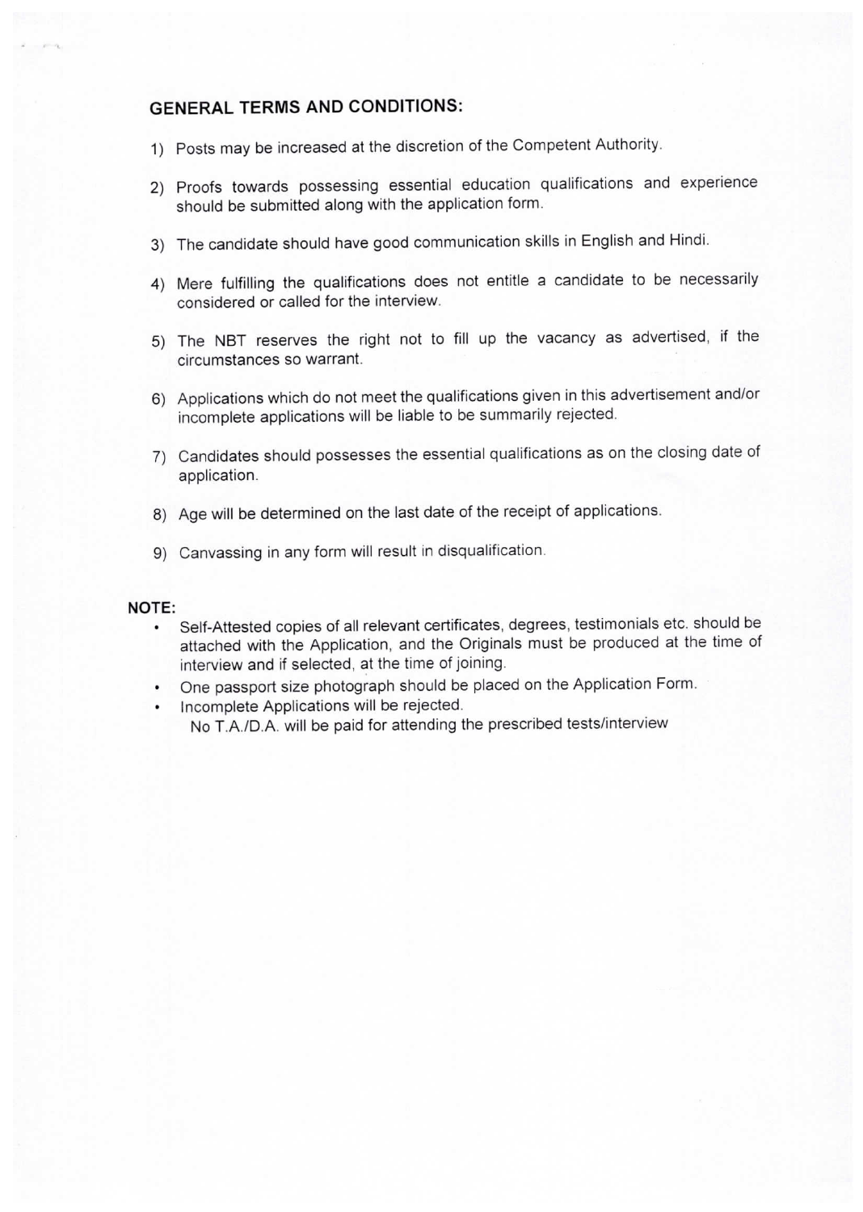## GENERAL TERMS AND CONDITIONS:

1) Posts may be increased at the discretion of the Competent Authority.
2) Proofs towards possessing essential education qualifications and experience should be submitted along with the application form.
3) The candidate should have good communication skills in English and Hindi.
4) Mere fulfilling the qualifications does not entitle a candidate to be necessarily considered or called for the interview.
5) The NBT reserves the right not to fill up the vacancy as advertised, if the circumstances so warrant.
6) Applications which do not meet the qualifications given in this advertisement and/or incomplete applications will be liable to be summarily rejected.
7) Candidates should possesses the essential qualifications as on the closing date of application.
8) Age will be determined on the last date of the receipt of applications.
9) Canvassing in any form will result in disqualification.

**NOTE:**

- Self-Attested copies of all relevant certificates, degrees, testimonials etc. should be attached with the Application, and the Originals must be produced at the time of interview and if selected, at the time of joining.
- One passport size photograph should be placed on the Application Form.
- Incomplete Applications will be rejected.
  No T.A./D.A. will be paid for attending the prescribed tests/interview